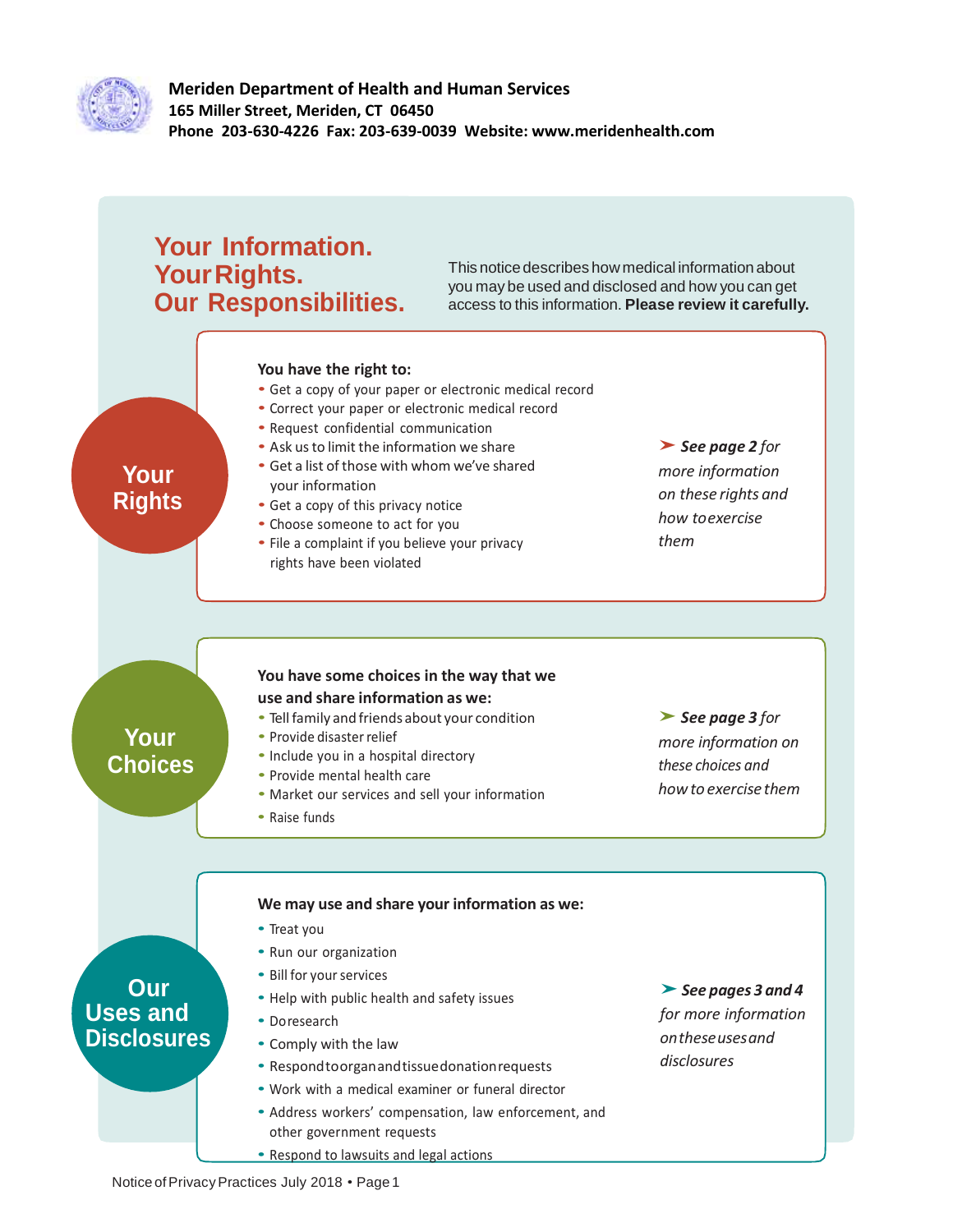**Meriden Department of Health and Human Services**
**165 Miller Street, Meriden, CT 06450**
**Phone 203-630-4226 Fax: 203-639-0039 Website: www.meridenhealth.com**

# Your Information. Your Rights. Our Responsibilities.

This notice describes how medical information about you may be used and disclosed and how you can get access to this information. **Please review it carefully.**

## Your Rights

**You have the right to:**

- Get a copy of your paper or electronic medical record
- Correct your paper or electronic medical record
- Request confidential communication
- Ask us to limit the information we share
- Get a list of those with whom we've shared your information
- Get a copy of this privacy notice
- Choose someone to act for you
- File a complaint if you believe your privacy rights have been violated

➤ ***See page 2** for more information on these rights and how to exercise them*

## Your Choices

**You have some choices in the way that we use and share information as we:**

- Tell family and friends about your condition
- Provide disaster relief
- Include you in a hospital directory
- Provide mental health care
- Market our services and sell your information
- Raise funds

➤ ***See page 3** for more information on these choices and how to exercise them*

## Our Uses and Disclosures

**We may use and share your information as we:**

- Treat you
- Run our organization
- Bill for your services
- Help with public health and safety issues
- Do research
- Comply with the law
- Respond to organ and tissue donation requests
- Work with a medical examiner or funeral director
- Address workers' compensation, law enforcement, and other government requests
- Respond to lawsuits and legal actions

➤ ***See pages 3 and 4** for more information on these uses and disclosures*

Notice of Privacy Practices July 2018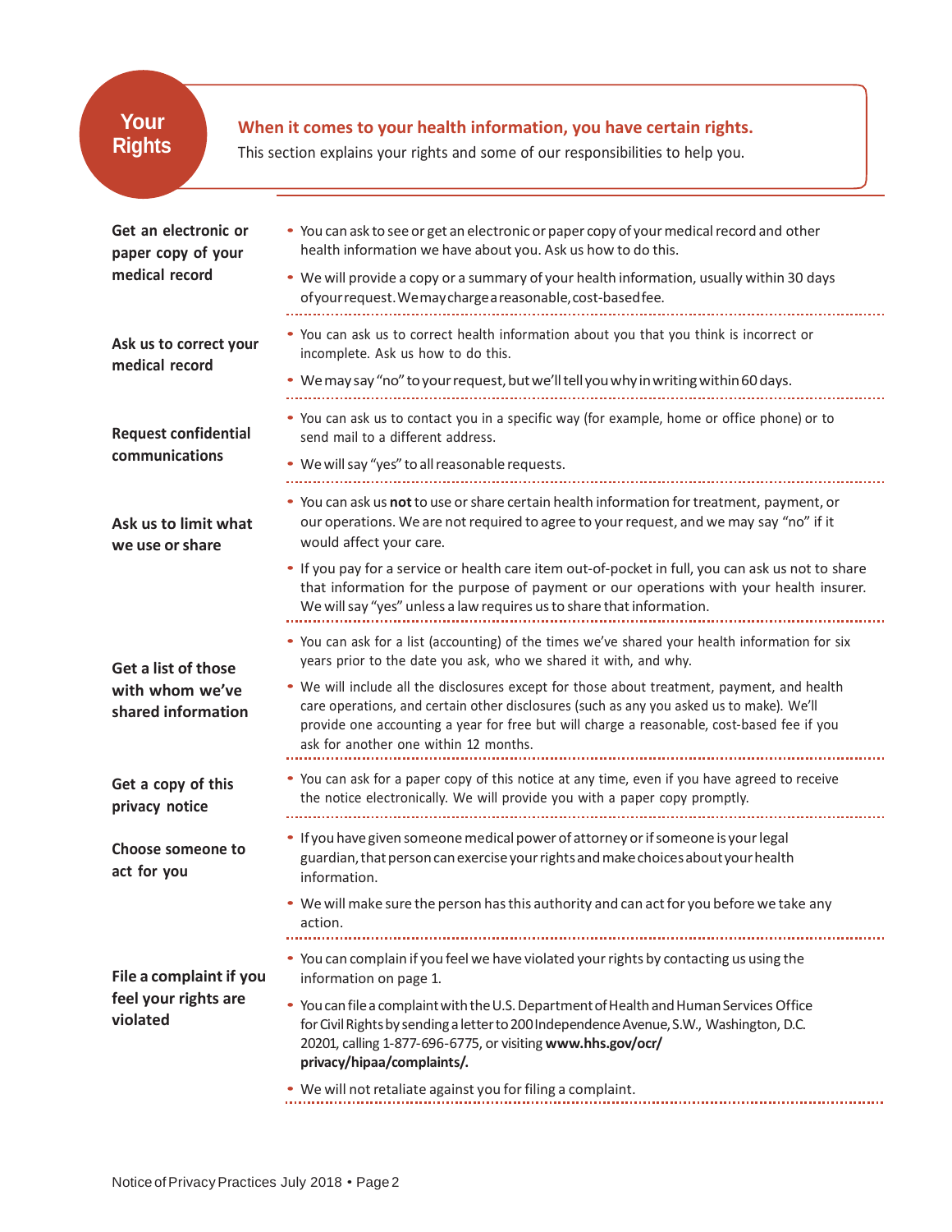## Your Rights

**When it comes to your health information, you have certain rights.**
This section explains your rights and some of our responsibilities to help you.

### Get an electronic or paper copy of your medical record

- You can ask to see or get an electronic or paper copy of your medical record and other health information we have about you. Ask us how to do this.
- We will provide a copy or a summary of your health information, usually within 30 days of your request. We may charge a reasonable, cost-based fee.

### Ask us to correct your medical record

- You can ask us to correct health information about you that you think is incorrect or incomplete. Ask us how to do this.
- We may say "no" to your request, but we'll tell you why in writing within 60 days.

### Request confidential communications

- You can ask us to contact you in a specific way (for example, home or office phone) or to send mail to a different address.
- We will say "yes" to all reasonable requests.

### Ask us to limit what we use or share

- You can ask us **not** to use or share certain health information for treatment, payment, or our operations. We are not required to agree to your request, and we may say "no" if it would affect your care.
- If you pay for a service or health care item out-of-pocket in full, you can ask us not to share that information for the purpose of payment or our operations with your health insurer. We will say "yes" unless a law requires us to share that information.

### Get a list of those with whom we've shared information

- You can ask for a list (accounting) of the times we've shared your health information for six years prior to the date you ask, who we shared it with, and why.
- We will include all the disclosures except for those about treatment, payment, and health care operations, and certain other disclosures (such as any you asked us to make). We'll provide one accounting a year for free but will charge a reasonable, cost-based fee if you ask for another one within 12 months.

### Get a copy of this privacy notice

- You can ask for a paper copy of this notice at any time, even if you have agreed to receive the notice electronically. We will provide you with a paper copy promptly.

### Choose someone to act for you

- If you have given someone medical power of attorney or if someone is your legal guardian, that person can exercise your rights and make choices about your health information.
- We will make sure the person has this authority and can act for you before we take any action.

### File a complaint if you feel your rights are violated

- You can complain if you feel we have violated your rights by contacting us using the information on page 1.
- You can file a complaint with the U.S. Department of Health and Human Services Office for Civil Rights by sending a letter to 200 Independence Avenue, S.W., Washington, D.C. 20201, calling 1-877-696-6775, or visiting **www.hhs.gov/ocr/privacy/hipaa/complaints/.**
- We will not retaliate against you for filing a complaint.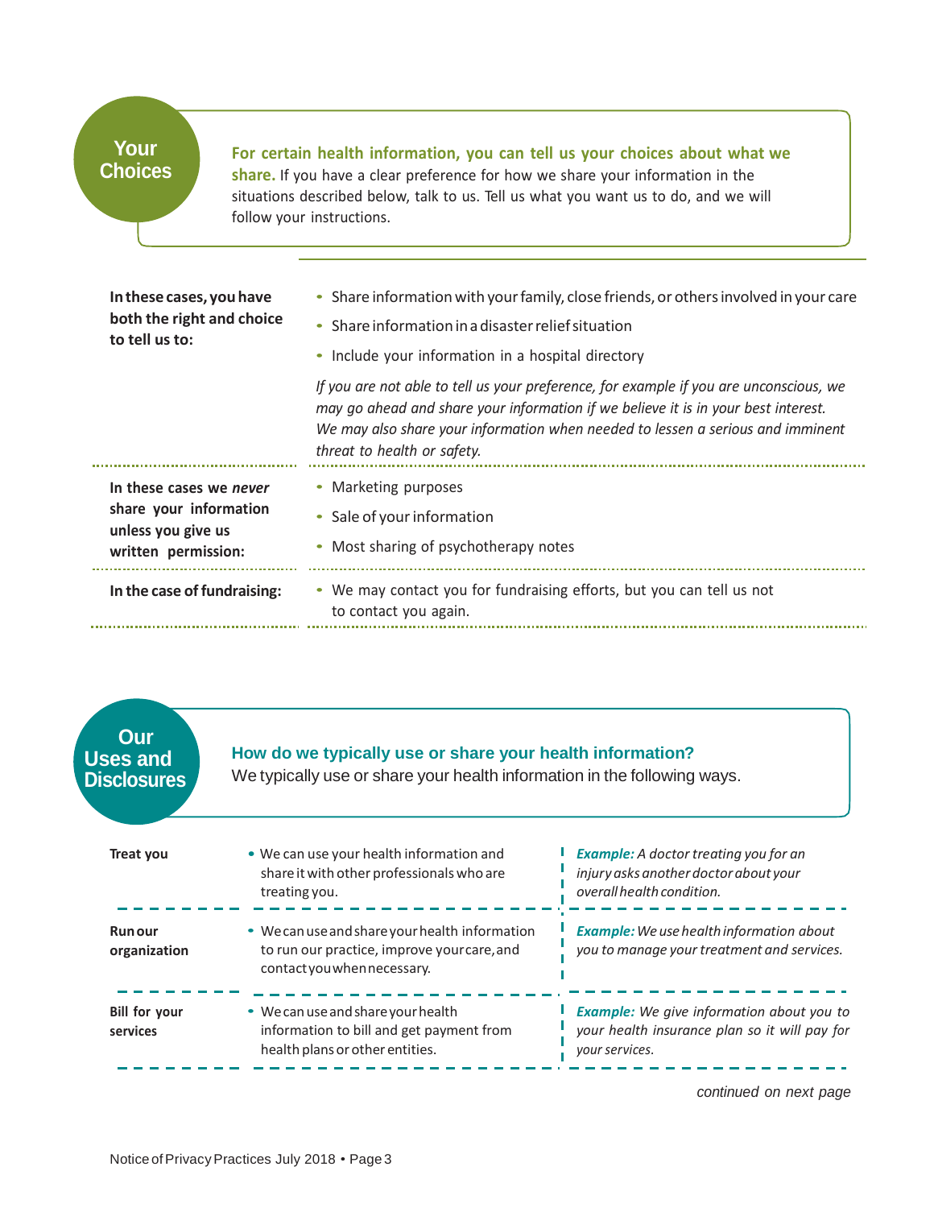## Your Choices

**For certain health information, you can tell us your choices about what we share.** If you have a clear preference for how we share your information in the situations described below, talk to us. Tell us what you want us to do, and we will follow your instructions.

| | |
|---|---|
| **In these cases, you have both the right and choice to tell us to:** | • Share information with your family, close friends, or others involved in your care<br>• Share information in a disaster relief situation<br>• Include your information in a hospital directory<br>*If you are not able to tell us your preference, for example if you are unconscious, we may go ahead and share your information if we believe it is in your best interest. We may also share your information when needed to lessen a serious and imminent threat to health or safety.* |
| **In these cases we *never* share your information unless you give us written permission:** | • Marketing purposes<br>• Sale of your information<br>• Most sharing of psychotherapy notes |
| **In the case of fundraising:** | • We may contact you for fundraising efforts, but you can tell us not to contact you again. |

## Our Uses and Disclosures

**How do we typically use or share your health information?**
We typically use or share your health information in the following ways.

| | | |
|---|---|---|
| **Treat you** | • We can use your health information and share it with other professionals who are treating you. | ***Example:*** *A doctor treating you for an injury asks another doctor about your overall health condition.* |
| **Run our organization** | • We can use and share your health information to run our practice, improve your care, and contact you when necessary. | ***Example:*** *We use health information about you to manage your treatment and services.* |
| **Bill for your services** | • We can use and share your health information to bill and get payment from health plans or other entities. | ***Example:*** *We give information about you to your health insurance plan so it will pay for your services.* |

*continued on next page*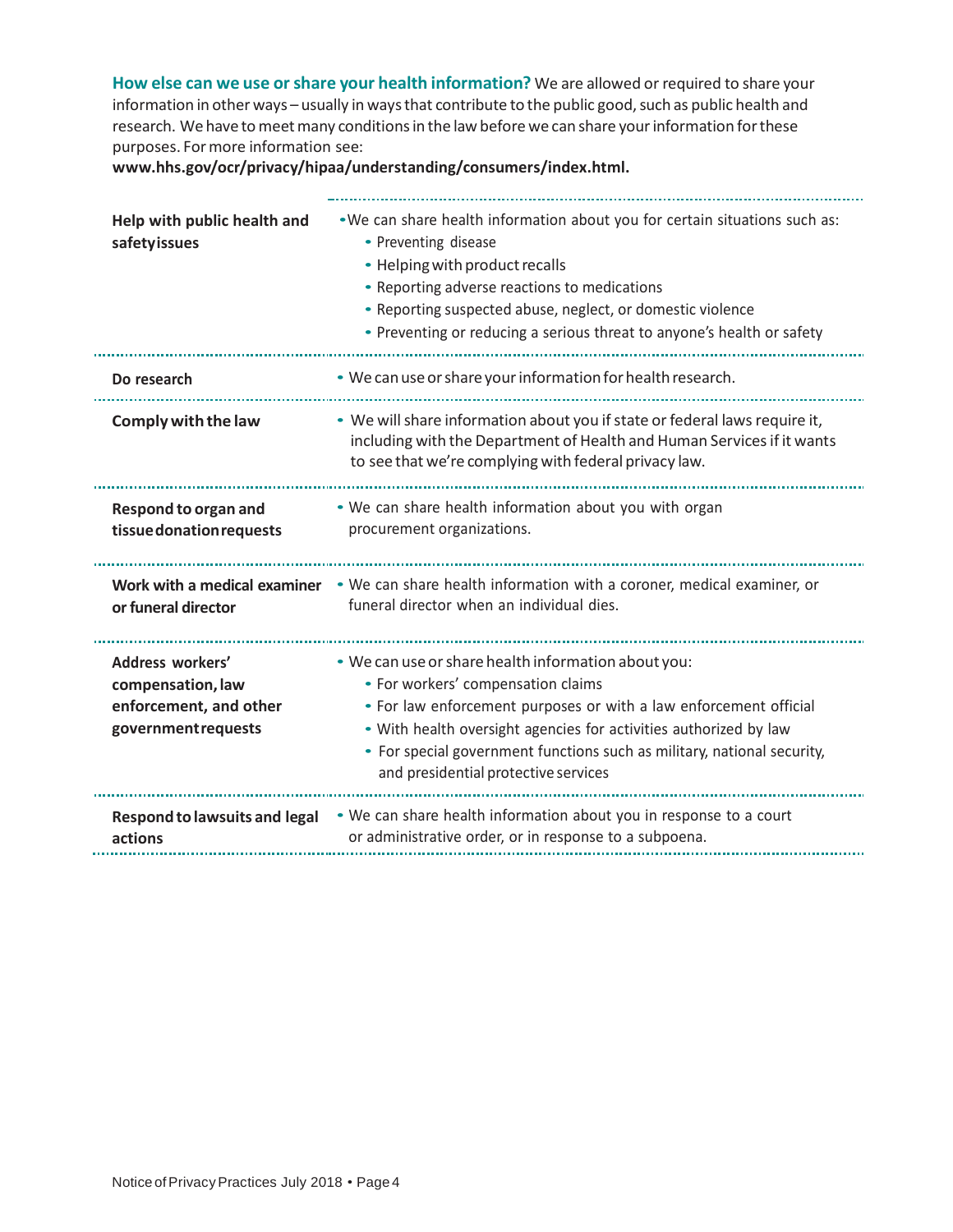**How else can we use or share your health information?** We are allowed or required to share your information in other ways – usually in ways that contribute to the public good, such as public health and research. We have to meet many conditions in the law before we can share your information for these purposes. For more information see: **www.hhs.gov/ocr/privacy/hipaa/understanding/consumers/index.html.**

| | |
|---|---|
| **Help with public health and safety issues** | • We can share health information about you for certain situations such as:<br>• Preventing disease<br>• Helping with product recalls<br>• Reporting adverse reactions to medications<br>• Reporting suspected abuse, neglect, or domestic violence<br>• Preventing or reducing a serious threat to anyone's health or safety |
| **Do research** | • We can use or share your information for health research. |
| **Comply with the law** | • We will share information about you if state or federal laws require it, including with the Department of Health and Human Services if it wants to see that we're complying with federal privacy law. |
| **Respond to organ and tissue donation requests** | • We can share health information about you with organ procurement organizations. |
| **Work with a medical examiner or funeral director** | • We can share health information with a coroner, medical examiner, or funeral director when an individual dies. |
| **Address workers' compensation, law enforcement, and other government requests** | • We can use or share health information about you:<br>• For workers' compensation claims<br>• For law enforcement purposes or with a law enforcement official<br>• With health oversight agencies for activities authorized by law<br>• For special government functions such as military, national security, and presidential protective services |
| **Respond to lawsuits and legal actions** | • We can share health information about you in response to a court or administrative order, or in response to a subpoena. |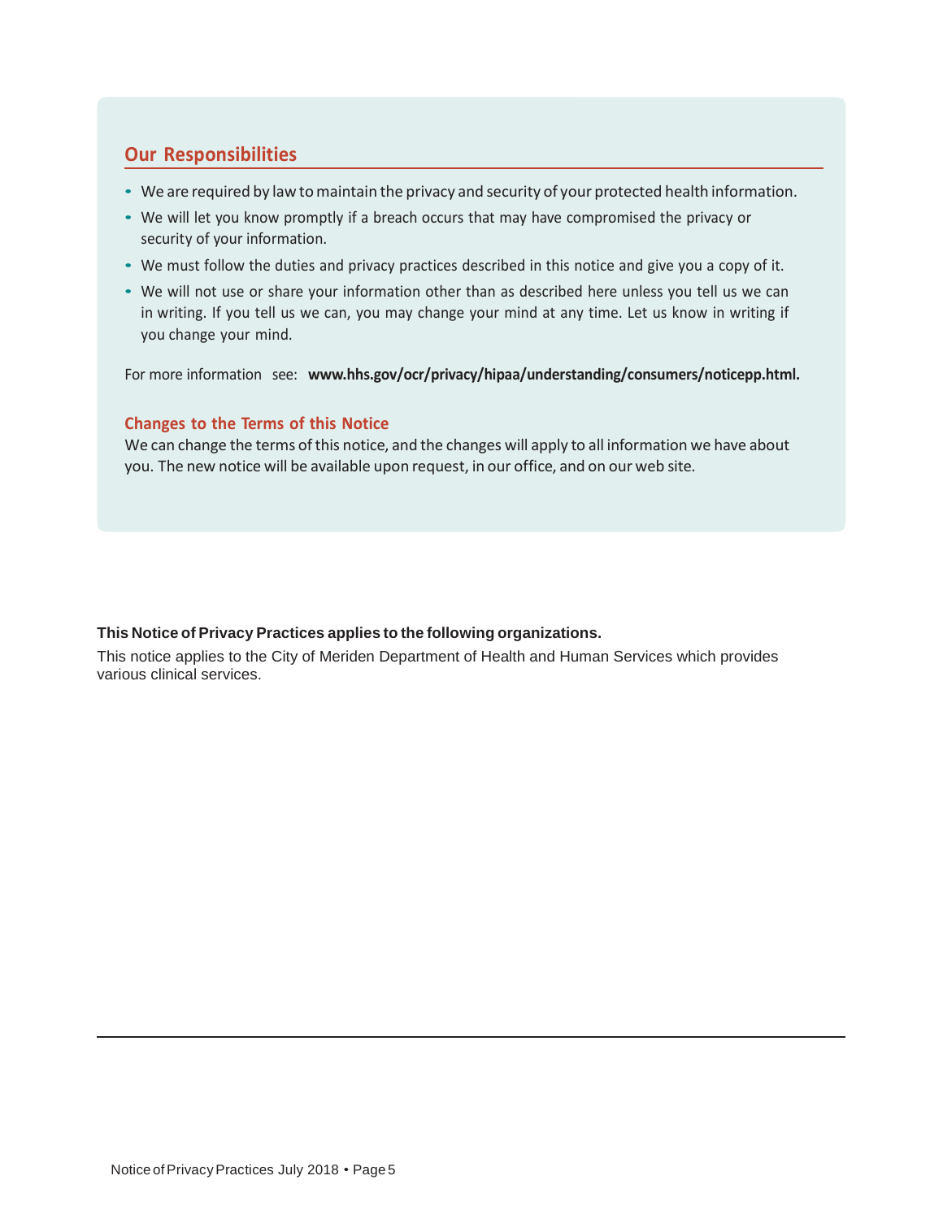## Our Responsibilities

- We are required by law to maintain the privacy and security of your protected health information.
- We will let you know promptly if a breach occurs that may have compromised the privacy or security of your information.
- We must follow the duties and privacy practices described in this notice and give you a copy of it.
- We will not use or share your information other than as described here unless you tell us we can in writing. If you tell us we can, you may change your mind at any time. Let us know in writing if you change your mind.

For more information see: **www.hhs.gov/ocr/privacy/hipaa/understanding/consumers/noticepp.html.**

### Changes to the Terms of this Notice

We can change the terms of this notice, and the changes will apply to all information we have about you. The new notice will be available upon request, in our office, and on our web site.

**This Notice of Privacy Practices applies to the following organizations.**

This notice applies to the City of Meriden Department of Health and Human Services which provides various clinical services.